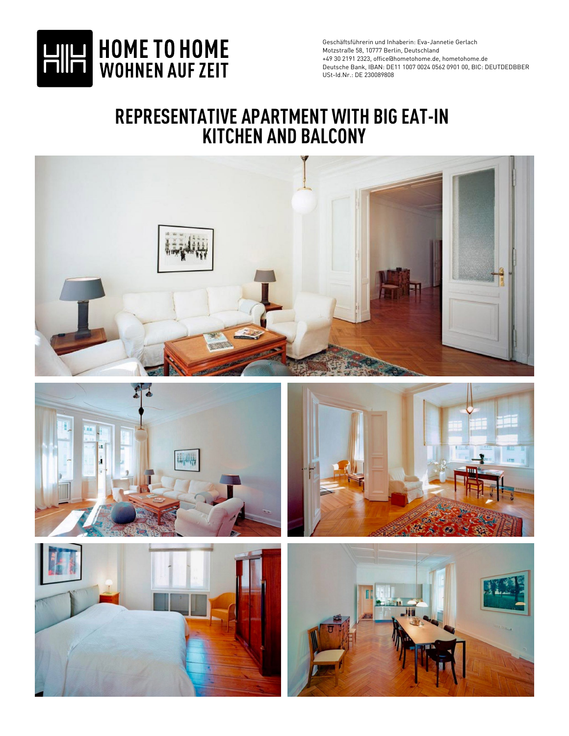HOME TO HOME
WOHNEN AUF ZEIT

Geschäftsführerin und Inhaberin: Eva-Jannetie Gerlach
Motzstraße 58, 10777 Berlin, Deutschland
+49 30 2191 2323, office@hometohome.de, hometohome.de
Deutsche Bank, IBAN: DE11 1007 0024 0562 0901 00, BIC: DEUTDEDBBER
USt-Id.Nr.: DE 230089808

# REPRESENTATIVE APARTMENT WITH BIG EAT-IN KITCHEN AND BALCONY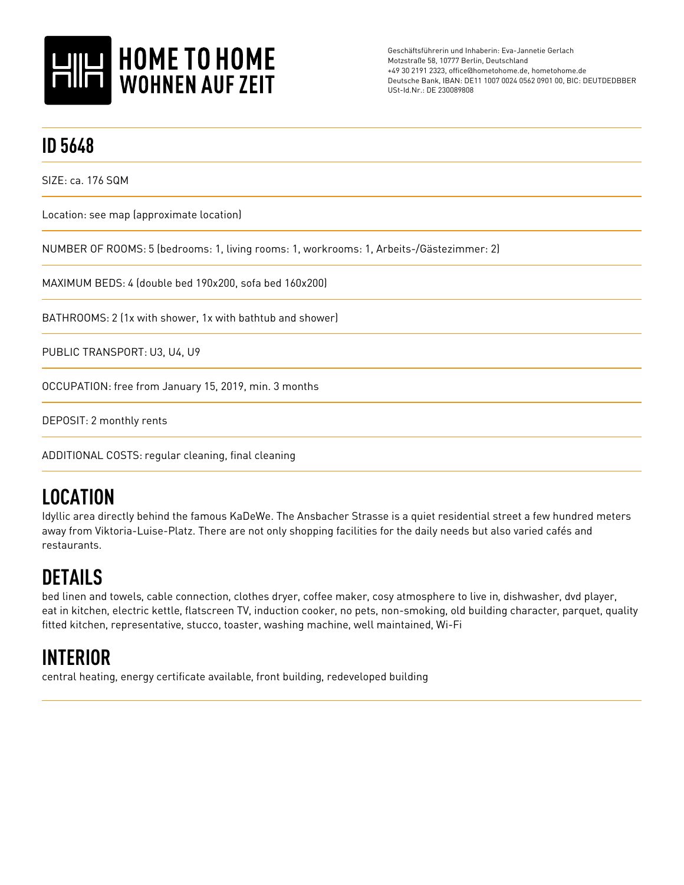# HOME TO HOME
## WOHNEN AUF ZEIT

Geschäftsführerin und Inhaberin: Eva-Jannetie Gerlach
Motzstraße 58, 10777 Berlin, Deutschland
+49 30 2191 2323, office@hometohome.de, hometohome.de
Deutsche Bank, IBAN: DE11 1007 0024 0562 0901 00, BIC: DEUTDEDBBER
USt-Id.Nr.: DE 230089808

## ID 5648

SIZE: ca. 176 SQM

Location: see map (approximate location)

NUMBER OF ROOMS: 5 (bedrooms: 1, living rooms: 1, workrooms: 1, Arbeits-/Gästezimmer: 2)

MAXIMUM BEDS: 4 (double bed 190x200, sofa bed 160x200)

BATHROOMS: 2 (1x with shower, 1x with bathtub and shower)

PUBLIC TRANSPORT: U3, U4, U9

OCCUPATION: free from January 15, 2019, min. 3 months

DEPOSIT: 2 monthly rents

ADDITIONAL COSTS: regular cleaning, final cleaning

## LOCATION

Idyllic area directly behind the famous KaDeWe. The Ansbacher Strasse is a quiet residential street a few hundred meters away from Viktoria-Luise-Platz. There are not only shopping facilities for the daily needs but also varied cafés and restaurants.

## DETAILS

bed linen and towels, cable connection, clothes dryer, coffee maker, cosy atmosphere to live in, dishwasher, dvd player, eat in kitchen, electric kettle, flatscreen TV, induction cooker, no pets, non-smoking, old building character, parquet, quality fitted kitchen, representative, stucco, toaster, washing machine, well maintained, Wi-Fi

## INTERIOR

central heating, energy certificate available, front building, redeveloped building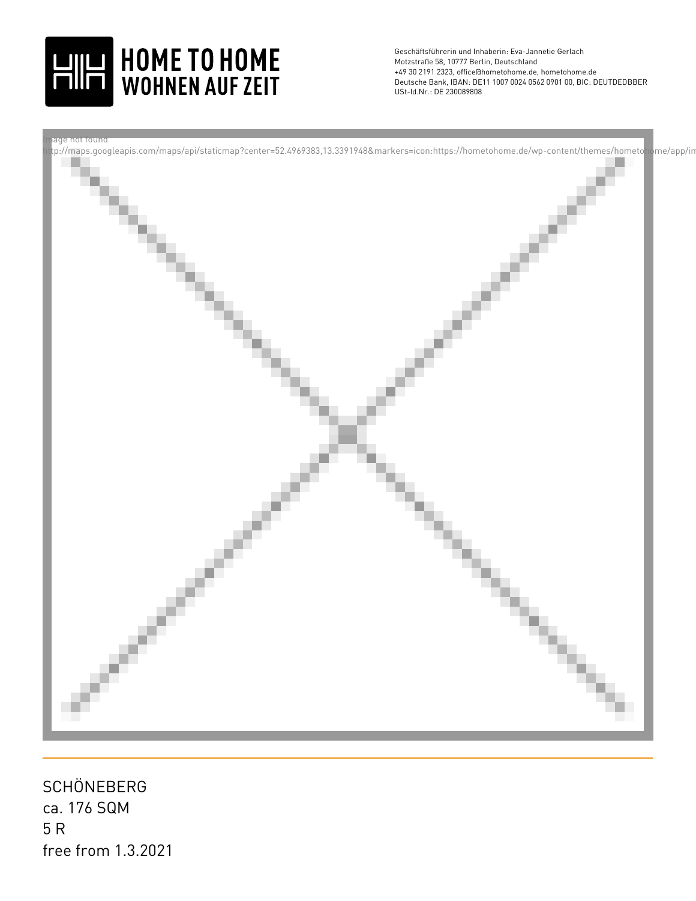HOME TO HOME
WOHNEN AUF ZEIT

Geschäftsführerin und Inhaberin: Eva-Jannetie Gerlach
Motzstraße 58, 10777 Berlin, Deutschland
+49 30 2191 2323, office@hometohome.de, hometohome.de
Deutsche Bank, IBAN: DE11 1007 0024 0562 0901 00, BIC: DEUTDEDBBER
USt-Id.Nr.: DE 230089808

Image not found
http://maps.googleapis.com/maps/api/staticmap?center=52.4969383,13.3391948&markers=icon:https://hometohome.de/wp-content/themes/hometohome/app/im

SCHÖNEBERG
ca. 176 SQM
5 R
free from 1.3.2021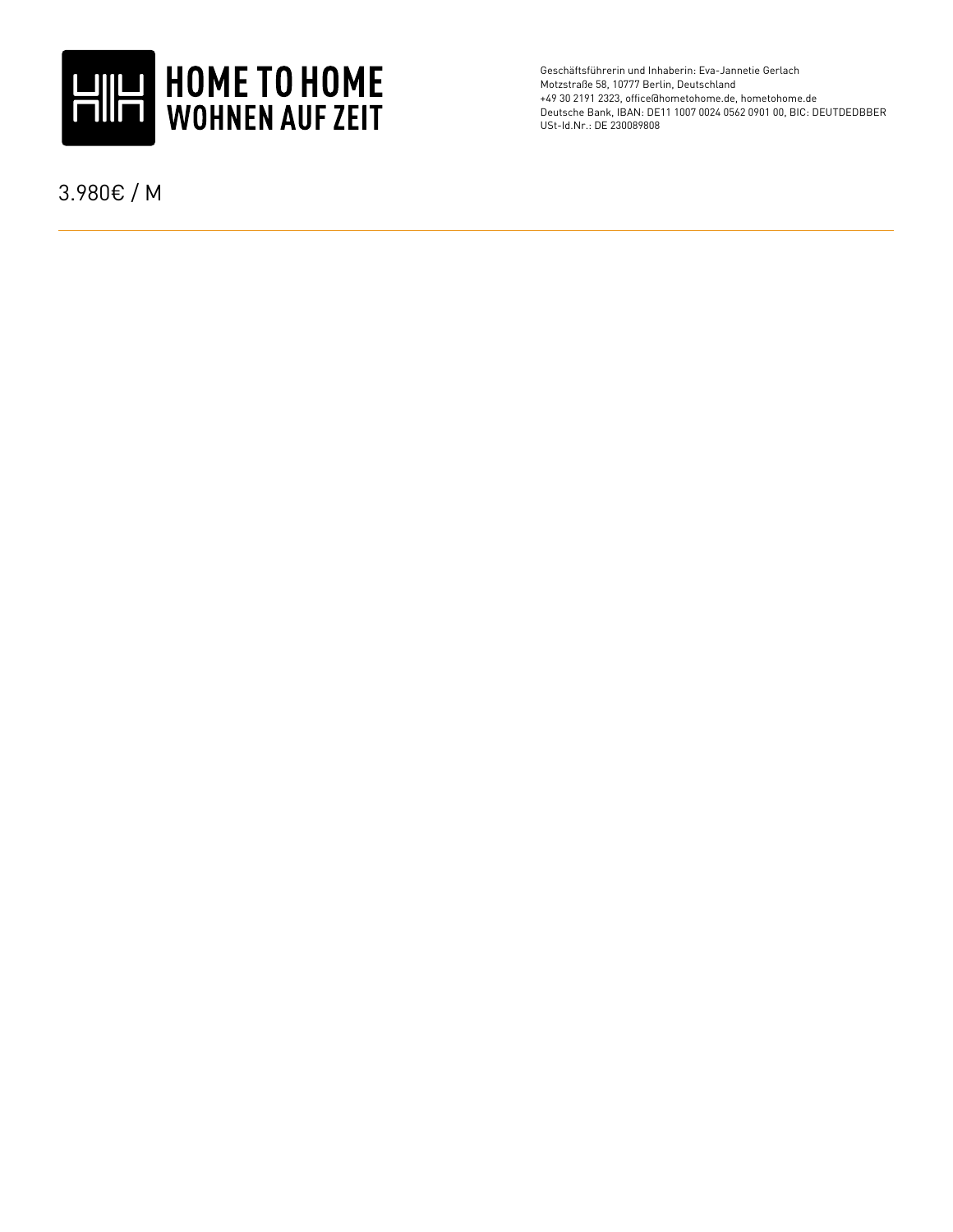HOME TO HOME
WOHNEN AUF ZEIT

Geschäftsführerin und Inhaberin: Eva-Jannetie Gerlach
Motzstraße 58, 10777 Berlin, Deutschland
+49 30 2191 2323, office@hometohome.de, hometohome.de
Deutsche Bank, IBAN: DE11 1007 0024 0562 0901 00, BIC: DEUTDEDBBER
USt-Id.Nr.: DE 230089808

3.980€ / M

---